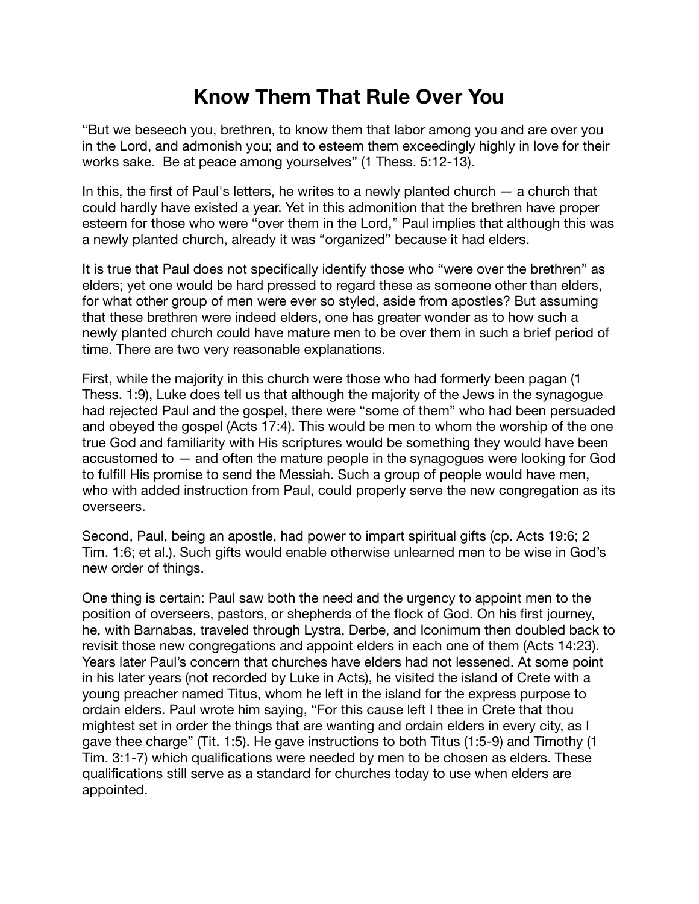# Know Them That Rule Over You

“But we beseech you, brethren, to know them that labor among you and are over you in the Lord, and admonish you; and to esteem them exceedingly highly in love for their works sake.  Be at peace among yourselves” (1 Thess. 5:12-13).

In this, the first of Paul's letters, he writes to a newly planted church — a church that could hardly have existed a year. Yet in this admonition that the brethren have proper esteem for those who were “over them in the Lord,” Paul implies that although this was a newly planted church, already it was “organized” because it had elders.

It is true that Paul does not specifically identify those who “were over the brethren” as elders; yet one would be hard pressed to regard these as someone other than elders, for what other group of men were ever so styled, aside from apostles? But assuming that these brethren were indeed elders, one has greater wonder as to how such a newly planted church could have mature men to be over them in such a brief period of time. There are two very reasonable explanations.

First, while the majority in this church were those who had formerly been pagan (1 Thess. 1:9), Luke does tell us that although the majority of the Jews in the synagogue had rejected Paul and the gospel, there were “some of them” who had been persuaded and obeyed the gospel (Acts 17:4). This would be men to whom the worship of the one true God and familiarity with His scriptures would be something they would have been accustomed to — and often the mature people in the synagogues were looking for God to fulfill His promise to send the Messiah. Such a group of people would have men, who with added instruction from Paul, could properly serve the new congregation as its overseers.

Second, Paul, being an apostle, had power to impart spiritual gifts (cp. Acts 19:6; 2 Tim. 1:6; et al.). Such gifts would enable otherwise unlearned men to be wise in God’s new order of things.

One thing is certain: Paul saw both the need and the urgency to appoint men to the position of overseers, pastors, or shepherds of the flock of God. On his first journey, he, with Barnabas, traveled through Lystra, Derbe, and Iconimum then doubled back to revisit those new congregations and appoint elders in each one of them (Acts 14:23). Years later Paul’s concern that churches have elders had not lessened. At some point in his later years (not recorded by Luke in Acts), he visited the island of Crete with a young preacher named Titus, whom he left in the island for the express purpose to ordain elders. Paul wrote him saying, “For this cause left I thee in Crete that thou mightest set in order the things that are wanting and ordain elders in every city, as I gave thee charge” (Tit. 1:5). He gave instructions to both Titus (1:5-9) and Timothy (1 Tim. 3:1-7) which qualifications were needed by men to be chosen as elders. These qualifications still serve as a standard for churches today to use when elders are appointed.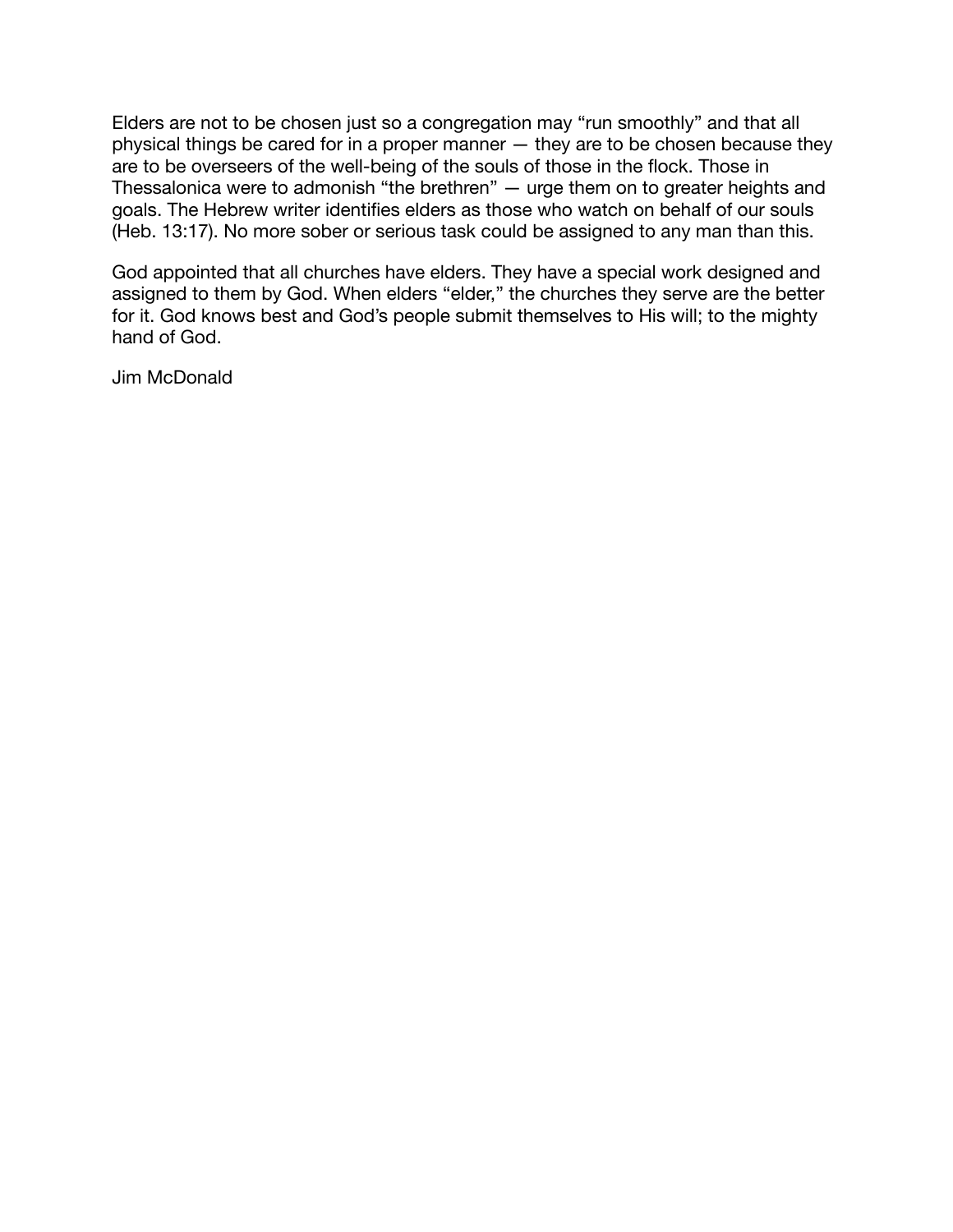Elders are not to be chosen just so a congregation may "run smoothly" and that all physical things be cared for in a proper manner — they are to be chosen because they are to be overseers of the well-being of the souls of those in the flock. Those in Thessalonica were to admonish "the brethren" — urge them on to greater heights and goals. The Hebrew writer identifies elders as those who watch on behalf of our souls (Heb. 13:17). No more sober or serious task could be assigned to any man than this.

God appointed that all churches have elders. They have a special work designed and assigned to them by God. When elders "elder," the churches they serve are the better for it. God knows best and God's people submit themselves to His will; to the mighty hand of God.

Jim McDonald